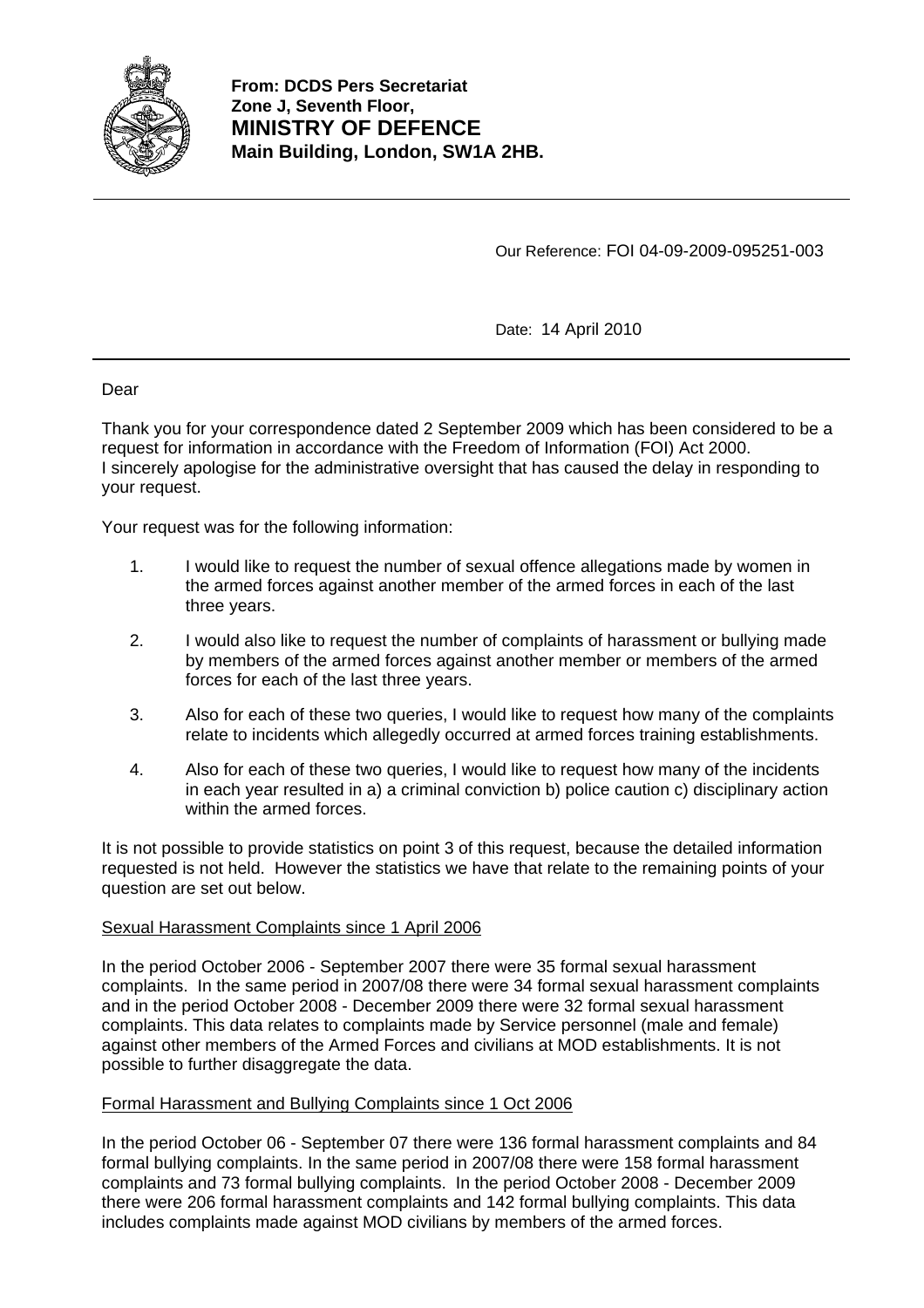**From: DCDS Pers Secretariat**
**Zone J, Seventh Floor,**
**MINISTRY OF DEFENCE**
**Main Building, London, SW1A 2HB.**

---

Our Reference: FOI 04-09-2009-095251-003

Date: 14 April 2010

---

Dear

Thank you for your correspondence dated 2 September 2009 which has been considered to be a request for information in accordance with the Freedom of Information (FOI) Act 2000. I sincerely apologise for the administrative oversight that has caused the delay in responding to your request.

Your request was for the following information:

1. I would like to request the number of sexual offence allegations made by women in the armed forces against another member of the armed forces in each of the last three years.

2. I would also like to request the number of complaints of harassment or bullying made by members of the armed forces against another member or members of the armed forces for each of the last three years.

3. Also for each of these two queries, I would like to request how many of the complaints relate to incidents which allegedly occurred at armed forces training establishments.

4. Also for each of these two queries, I would like to request how many of the incidents in each year resulted in a) a criminal conviction b) police caution c) disciplinary action within the armed forces.

It is not possible to provide statistics on point 3 of this request, because the detailed information requested is not held. However the statistics we have that relate to the remaining points of your question are set out below.

Sexual Harassment Complaints since 1 April 2006

In the period October 2006 - September 2007 there were 35 formal sexual harassment complaints. In the same period in 2007/08 there were 34 formal sexual harassment complaints and in the period October 2008 - December 2009 there were 32 formal sexual harassment complaints. This data relates to complaints made by Service personnel (male and female) against other members of the Armed Forces and civilians at MOD establishments. It is not possible to further disaggregate the data.

Formal Harassment and Bullying Complaints since 1 Oct 2006

In the period October 06 - September 07 there were 136 formal harassment complaints and 84 formal bullying complaints. In the same period in 2007/08 there were 158 formal harassment complaints and 73 formal bullying complaints. In the period October 2008 - December 2009 there were 206 formal harassment complaints and 142 formal bullying complaints. This data includes complaints made against MOD civilians by members of the armed forces.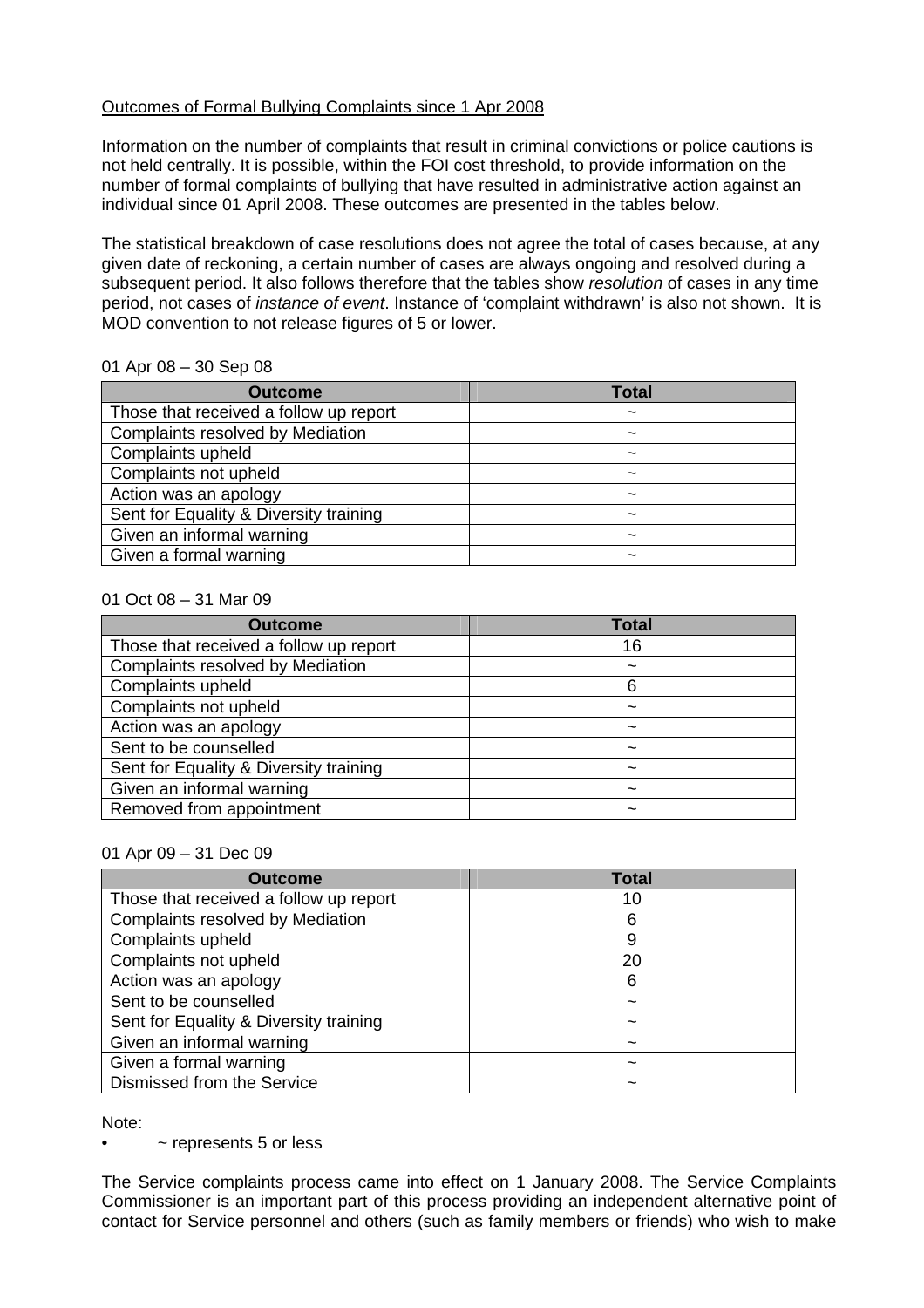Outcomes of Formal Bullying Complaints since 1 Apr 2008

Information on the number of complaints that result in criminal convictions or police cautions is not held centrally. It is possible, within the FOI cost threshold, to provide information on the number of formal complaints of bullying that have resulted in administrative action against an individual since 01 April 2008. These outcomes are presented in the tables below.

The statistical breakdown of case resolutions does not agree the total of cases because, at any given date of reckoning, a certain number of cases are always ongoing and resolved during a subsequent period. It also follows therefore that the tables show *resolution* of cases in any time period, not cases of *instance of event*. Instance of 'complaint withdrawn' is also not shown. It is MOD convention to not release figures of 5 or lower.

01 Apr 08 – 30 Sep 08

| Outcome | Total |
|---|---|
| Those that received a follow up report | ~ |
| Complaints resolved by Mediation | ~ |
| Complaints upheld | ~ |
| Complaints not upheld | ~ |
| Action was an apology | ~ |
| Sent for Equality & Diversity training | ~ |
| Given an informal warning | ~ |
| Given a formal warning | ~ |

01 Oct 08 – 31 Mar 09

| Outcome | Total |
|---|---|
| Those that received a follow up report | 16 |
| Complaints resolved by Mediation | ~ |
| Complaints upheld | 6 |
| Complaints not upheld | ~ |
| Action was an apology | ~ |
| Sent to be counselled | ~ |
| Sent for Equality & Diversity training | ~ |
| Given an informal warning | ~ |
| Removed from appointment | ~ |

01 Apr 09 – 31 Dec 09

| Outcome | Total |
|---|---|
| Those that received a follow up report | 10 |
| Complaints resolved by Mediation | 6 |
| Complaints upheld | 9 |
| Complaints not upheld | 20 |
| Action was an apology | 6 |
| Sent to be counselled | ~ |
| Sent for Equality & Diversity training | ~ |
| Given an informal warning | ~ |
| Given a formal warning | ~ |
| Dismissed from the Service | ~ |

Note:

- ~ represents 5 or less

The Service complaints process came into effect on 1 January 2008. The Service Complaints Commissioner is an important part of this process providing an independent alternative point of contact for Service personnel and others (such as family members or friends) who wish to make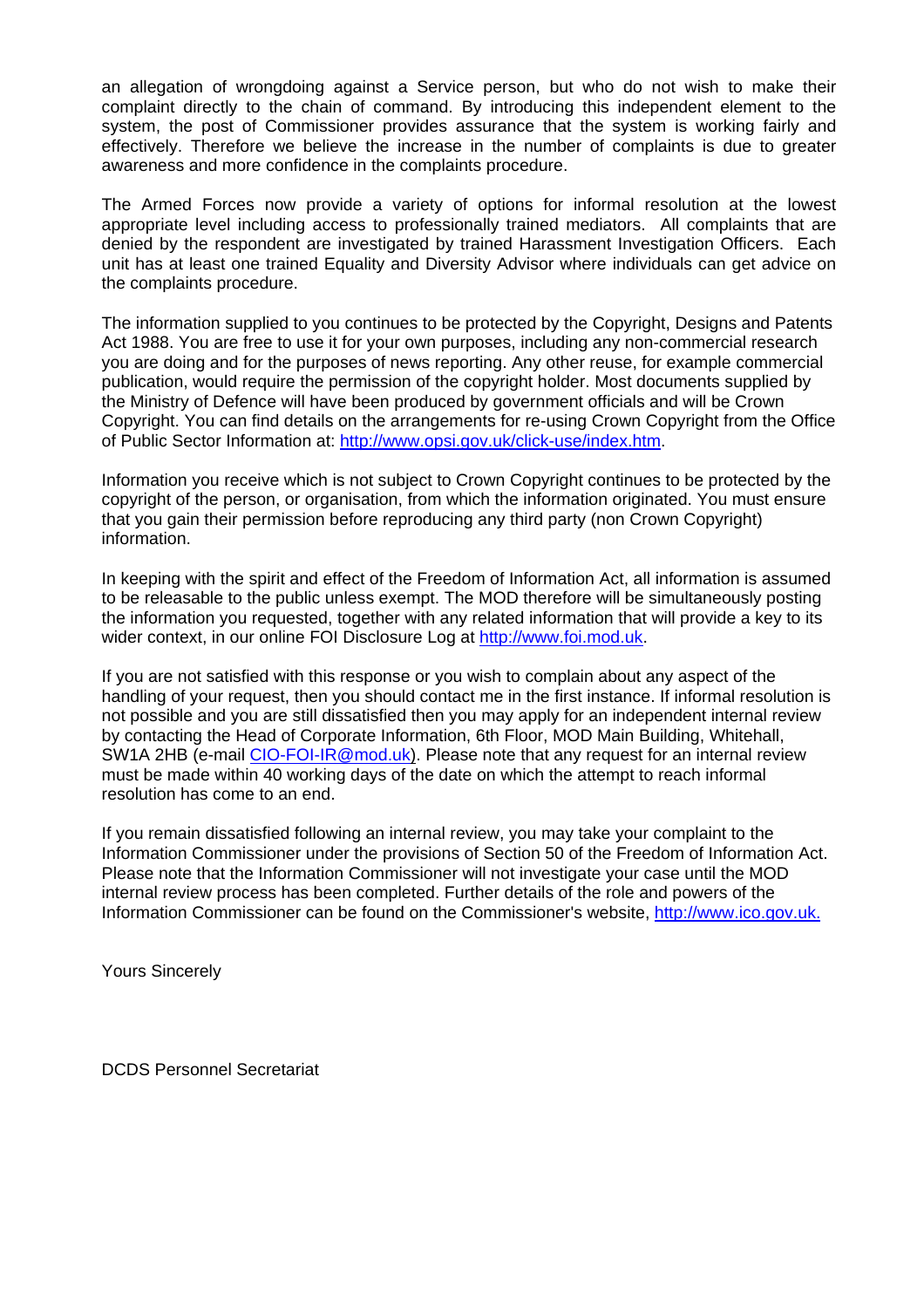an allegation of wrongdoing against a Service person, but who do not wish to make their complaint directly to the chain of command. By introducing this independent element to the system, the post of Commissioner provides assurance that the system is working fairly and effectively. Therefore we believe the increase in the number of complaints is due to greater awareness and more confidence in the complaints procedure.

The Armed Forces now provide a variety of options for informal resolution at the lowest appropriate level including access to professionally trained mediators. All complaints that are denied by the respondent are investigated by trained Harassment Investigation Officers. Each unit has at least one trained Equality and Diversity Advisor where individuals can get advice on the complaints procedure.

The information supplied to you continues to be protected by the Copyright, Designs and Patents Act 1988. You are free to use it for your own purposes, including any non-commercial research you are doing and for the purposes of news reporting. Any other reuse, for example commercial publication, would require the permission of the copyright holder. Most documents supplied by the Ministry of Defence will have been produced by government officials and will be Crown Copyright. You can find details on the arrangements for re-using Crown Copyright from the Office of Public Sector Information at: http://www.opsi.gov.uk/click-use/index.htm.

Information you receive which is not subject to Crown Copyright continues to be protected by the copyright of the person, or organisation, from which the information originated. You must ensure that you gain their permission before reproducing any third party (non Crown Copyright) information.

In keeping with the spirit and effect of the Freedom of Information Act, all information is assumed to be releasable to the public unless exempt. The MOD therefore will be simultaneously posting the information you requested, together with any related information that will provide a key to its wider context, in our online FOI Disclosure Log at http://www.foi.mod.uk.

If you are not satisfied with this response or you wish to complain about any aspect of the handling of your request, then you should contact me in the first instance. If informal resolution is not possible and you are still dissatisfied then you may apply for an independent internal review by contacting the Head of Corporate Information, 6th Floor, MOD Main Building, Whitehall, SW1A 2HB (e-mail CIO-FOI-IR@mod.uk). Please note that any request for an internal review must be made within 40 working days of the date on which the attempt to reach informal resolution has come to an end.

If you remain dissatisfied following an internal review, you may take your complaint to the Information Commissioner under the provisions of Section 50 of the Freedom of Information Act. Please note that the Information Commissioner will not investigate your case until the MOD internal review process has been completed. Further details of the role and powers of the Information Commissioner can be found on the Commissioner's website, http://www.ico.gov.uk.

Yours Sincerely

DCDS Personnel Secretariat